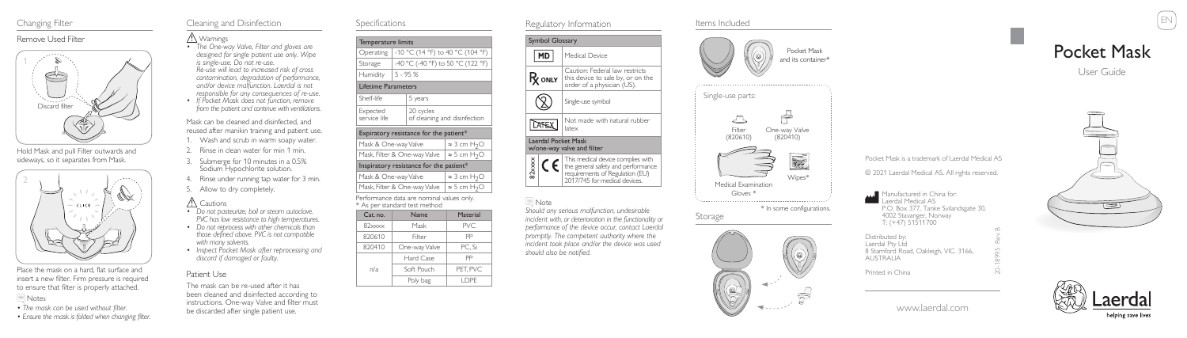# Pocket Mask

User Guide

## Changing Filter

### Remove Used Filter

1

Discard filter

Hold Mask and pull Filter outwards and sideways, so it separates from Mask.

2

CLICK

Place the mask on a hard, flat surface and insert a new filter. Firm pressure is required to ensure that filter is properly attached.

**Notes**

- *The mask can be used without filter.*
- *Ensure the mask is folded when changing filter.*

## Cleaning and Disinfection

**Warnings**

- *The One-way Valve, Filter and gloves are designed for single patient use only. Wipe is single-use. Do not re-use. Re-use will lead to increased risk of cross contamination, degradation of performance, and/or device malfunction. Laerdal is not responsible for any consequences of re-use.*
- *If Pocket Mask does not function, remove from the patient and continue with ventilations.*

Mask can be cleaned and disinfected, and reused after manikin training and patient use.

1. Wash and scrub in warm soapy water.
2. Rinse in clean water for min 1 min.
3. Submerge for 10 minutes in a 0.5% Sodium Hypochlorite solution.
4. Rinse under running tap water for 3 min.
5. Allow to dry completely.

**Cautions**

- *Do not pasteurize, boil or steam autoclave. PVC has low resistance to high temperatures.*
- *Do not reprocess with other chemicals than those defined above. PVC is not compatible with many solvents.*
- *Inspect Pocket Mask after reprocessing and discard if damaged or faulty.*

### Patient Use

The mask can be re-used after it has been cleaned and disinfected according to instructions. One-way Valve and filter must be discarded after single patient use.

## Specifications

| Temperature limits | |
|---|---|
| Operating | -10 °C (14 °F) to 40 °C (104 °F) |
| Storage | -40 °C (-40 °F) to 50 °C (122 °F) |
| Humidity | 5 - 95 % |
| **Lifetime Parameters** | |
| Shelf-life | 5 years |
| Expected service life | 20 cycles of cleaning and disinfection |
| **Expiratory resistance for the patient*** | |
| Mask & One-way Valve | ≈ 3 cm $H_2O$ |
| Mask, Filter & One-way Valve | ≈ 5 cm $H_2O$ |
| **Inspiratory resistance for the patient*** | |
| Mask & One-way Valve | ≈ 3 cm $H_2O$ |
| Mask, Filter & One-way Valve | ≈ 5 cm $H_2O$ |

Performance data are nominal values only.
\* As per standard test method

| Cat. no. | Name | Material |
|---|---|---|
| 82xxxx | Mask | PVC |
| 820610 | Filter | PP |
| 820410 | One-way Valve | PC, Si |
| n/a | Hard Case | PP |
| | Soft Pouch | PET, PVC |
| | Poly bag | LDPE |

## Regulatory Information

| Symbol Glossary | |
|---|---|
| MD | Medical Device |
| Rx ONLY | Caution: Federal law restricts this device to sale by, or on the order of a physician (US). |
| (2) | Single-use symbol |
| LATEX | Not made with natural rubber latex |
| **Laerdal Pocket Mask w/one-way valve and filter** | |
| 82xxxx CE | This medical device complies with the general safety and performance requirements of Regulation (EU) 2017/745 for medical devices. |

**Note**

*Should any serious malfunction, undesirable incident with, or deterioration in the functionality or performance of the device occur, contact Laerdal promptly. The competent authority where the incident took place and/or the device was used should also be notified.*

## Items Included

Pocket Mask and its container*

Single-use parts:

Filter (820610)

One-way Valve (820410)

Medical Examination Gloves *

Wipes*

\* In some configurations.

## Storage

Pocket Mask is a trademark of Laerdal Medical AS

© 2021 Laerdal Medical AS. All rights reserved.

Manufactured in China for:
Laerdal Medical AS
P.O. Box 377, Tanke Svilandsgate 30,
4002 Stavanger, Norway
T: (+47) 51511700

Distributed by:
Laerdal Pty Ltd
8 Stamford Road, Oakleigh, VIC 3166,
AUSTRALIA

Printed in China

20-18995 Rev B

www.laerdal.com

Laerdal
helping save lives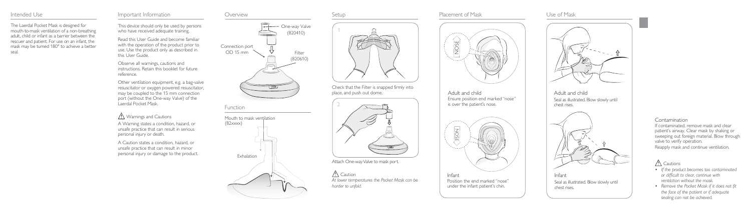## Intended Use

The Laerdal Pocket Mask is designed for mouth-to-mask ventilation of a non-breathing adult, child or infant as a barrier between the rescuer and patient. For use on an infant, the mask may be turned 180° to achieve a better seal.

## Important Information

This device should only be used by persons who have received adequate training.

Read this User Guide and become familiar with the operation of the product prior to use. Use the product only as described in this User Guide.

Observe all warnings, cautions and instructions. Retain this booklet for future reference.

Other ventilation equipment, e.g. a bag-valve resuscitator or oxygen powered resuscitator, may be coupled to the 15 mm connection port (without the One-way Valve) of the Laerdal Pocket Mask.

### ⚠ Warnings and Cautions

A Warning states a condition, hazard, or unsafe practice that can result in serious personal injury or death.

A Caution states a condition, hazard, or unsafe practice that can result in minor personal injury or damage to the product.

## Overview

One-way Valve (820410)

Connection port OD 15 mm

Filter (820610)

## Function

Mouth to mask ventilation (82xxxx)

Exhalation

## Setup

1

Check that the Filter is snapped firmly into place, and push out dome.

2

Attach One-way Valve to mask port.

⚠ Caution

*At lower temperatures the Pocket Mask can be harder to unfold.*

## Placement of Mask

NOSE

Adult and child

Ensure position end marked "nose" is over the patient's nose.

NOSE

Infant

Position the end marked "nose" under the infant patient's chin.

## Use of Mask

Adult and child

Seal as illustrated. Blow slowly until chest rises.

Infant

Seal as illustrated. Blow slowly until chest rises.

### Contamination

If contaminated, remove mask and clear patient's airway. Clear mask by shaking or sweeping out foreign material. Blow through valve to verify operation.

Reapply mask and continue ventilation.

### ⚠ Cautions

- *If the product becomes too contaminated or difficult to clear, continue with ventilation without the mask.*
- *Remove the Pocket Mask if it does not fit the face of the patient or if adequate sealing can not be achieved.*